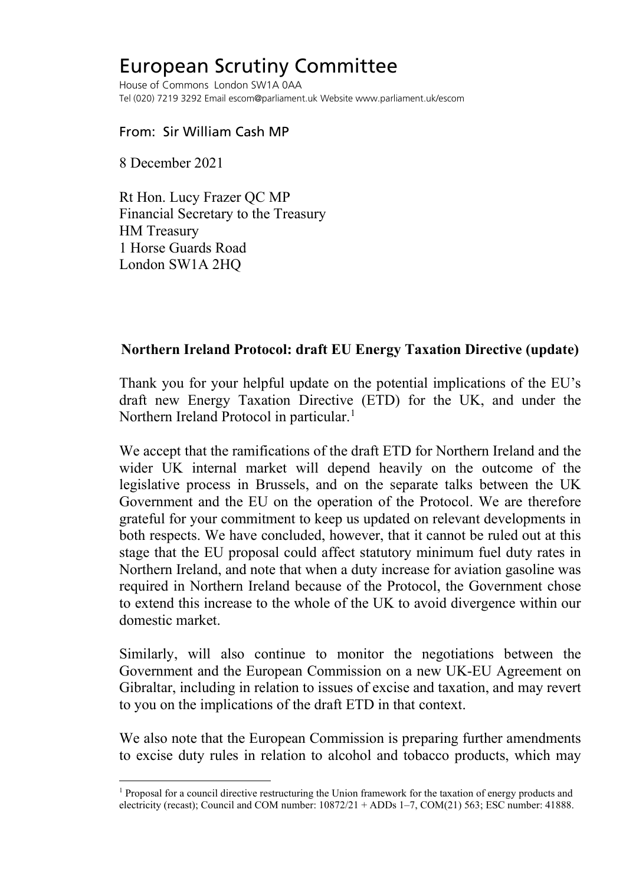# European Scrutiny Committee

House of Commons London SW1A 0AA
Tel (020) 7219 3292 Email escom@parliament.uk Website www.parliament.uk/escom

From: Sir William Cash MP

8 December 2021

Rt Hon. Lucy Frazer QC MP
Financial Secretary to the Treasury
HM Treasury
1 Horse Guards Road
London SW1A 2HQ

**Northern Ireland Protocol: draft EU Energy Taxation Directive (update)**

Thank you for your helpful update on the potential implications of the EU's draft new Energy Taxation Directive (ETD) for the UK, and under the Northern Ireland Protocol in particular.[1]

We accept that the ramifications of the draft ETD for Northern Ireland and the wider UK internal market will depend heavily on the outcome of the legislative process in Brussels, and on the separate talks between the UK Government and the EU on the operation of the Protocol. We are therefore grateful for your commitment to keep us updated on relevant developments in both respects. We have concluded, however, that it cannot be ruled out at this stage that the EU proposal could affect statutory minimum fuel duty rates in Northern Ireland, and note that when a duty increase for aviation gasoline was required in Northern Ireland because of the Protocol, the Government chose to extend this increase to the whole of the UK to avoid divergence within our domestic market.

Similarly, will also continue to monitor the negotiations between the Government and the European Commission on a new UK-EU Agreement on Gibraltar, including in relation to issues of excise and taxation, and may revert to you on the implications of the draft ETD in that context.

We also note that the European Commission is preparing further amendments to excise duty rules in relation to alcohol and tobacco products, which may

[1] Proposal for a council directive restructuring the Union framework for the taxation of energy products and electricity (recast); Council and COM number: 10872/21 + ADDs 1–7, COM(21) 563; ESC number: 41888.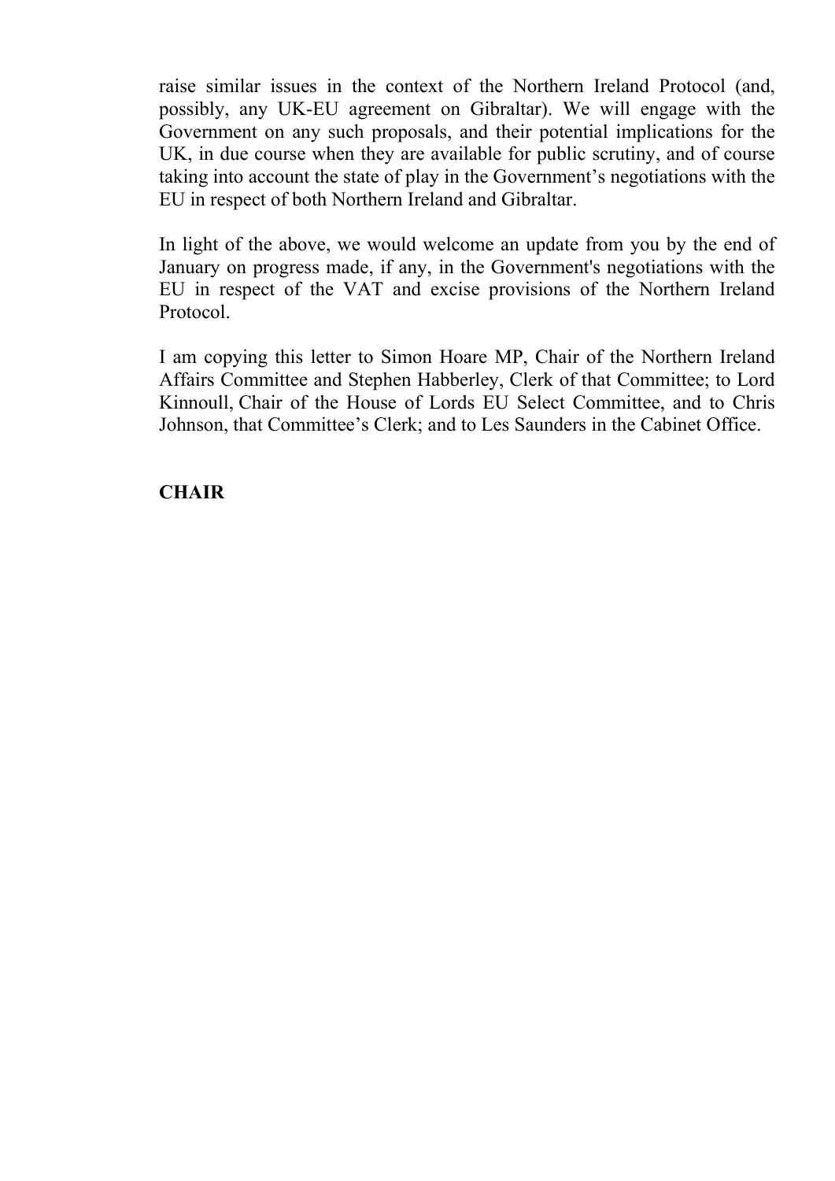raise similar issues in the context of the Northern Ireland Protocol (and, possibly, any UK-EU agreement on Gibraltar). We will engage with the Government on any such proposals, and their potential implications for the UK, in due course when they are available for public scrutiny, and of course taking into account the state of play in the Government's negotiations with the EU in respect of both Northern Ireland and Gibraltar.

In light of the above, we would welcome an update from you by the end of January on progress made, if any, in the Government's negotiations with the EU in respect of the VAT and excise provisions of the Northern Ireland Protocol.

I am copying this letter to Simon Hoare MP, Chair of the Northern Ireland Affairs Committee and Stephen Habberley, Clerk of that Committee; to Lord Kinnoull, Chair of the House of Lords EU Select Committee, and to Chris Johnson, that Committee's Clerk; and to Les Saunders in the Cabinet Office.

**CHAIR**